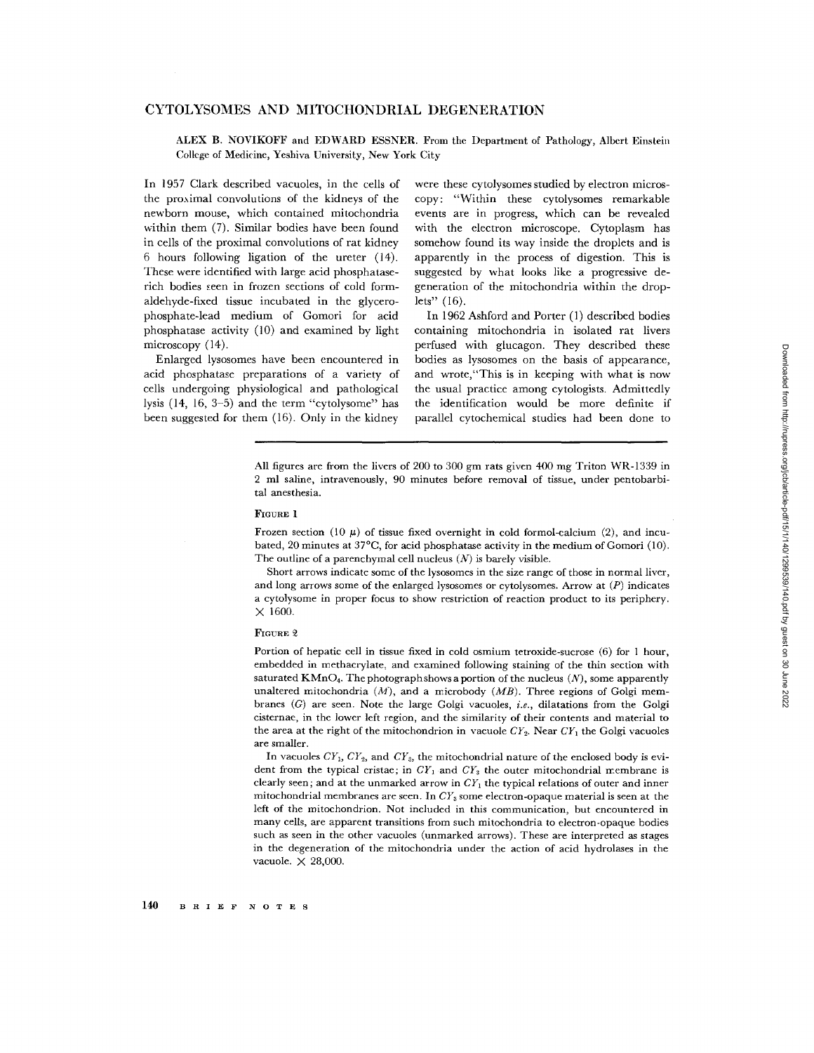# CYTOLYSOMES AND MITOCHONDRIAL DEGENERATION

ALEX B. NOVIKOFF and EDWARD ESSNER. From the Department of Pathology, Albert Einstein College of Medicine, Yeshiva University, New York City

In 1957 Clark described vacuoles, in the cells of the proximal convolutions of the kidneys of the newborn mouse, which contained mitochondria within them (7). Similar bodies have been found in cells of the proximal convolutions of rat kidney 6 hours following ligation of the ureter (14). These were identified with large acid phosphatase-rich bodies seen in frozen sections of cold formaldehyde-fixed tissue incubated in the glycerophosphate-lead medium of Gomori for acid phosphatase activity (10) and examined by light microscopy (14).

Enlarged lysosomes have been encountered in acid phosphatase preparations of a variety of cells undergoing physiological and pathological lysis (14, 16, 3–5) and the term "cytolysome" has been suggested for them (16). Only in the kidney were these cytolysomes studied by electron microscopy: "Within these cytolysomes remarkable events are in progress, which can be revealed with the electron microscope. Cytoplasm has somehow found its way inside the droplets and is apparently in the process of digestion. This is suggested by what looks like a progressive degeneration of the mitochondria within the droplets" (16).

In 1962 Ashford and Porter (1) described bodies containing mitochondria in isolated rat livers perfused with glucagon. They described these bodies as lysosomes on the basis of appearance, and wrote, "This is in keeping with what is now the usual practice among cytologists. Admittedly the identification would be more definite if parallel cytochemical studies had been done to

All figures are from the livers of 200 to 300 gm rats given 400 mg Triton WR-1339 in 2 ml saline, intravenously, 90 minutes before removal of tissue, under pentobarbital anesthesia.

FIGURE 1

Frozen section (10 $\mu$) of tissue fixed overnight in cold formol-calcium (2), and incubated, 20 minutes at 37°C, for acid phosphatase activity in the medium of Gomori (10). The outline of a parenchymal cell nucleus (*N*) is barely visible.

Short arrows indicate some of the lysosomes in the size range of those in normal liver, and long arrows some of the enlarged lysosomes or cytolysomes. Arrow at (*P*) indicates a cytolysome in proper focus to show restriction of reaction product to its periphery. $\times$ 1600.

FIGURE 2

Portion of hepatic cell in tissue fixed in cold osmium tetroxide-sucrose (6) for 1 hour, embedded in methacrylate, and examined following staining of the thin section with saturated $KMnO_4$. The photograph shows a portion of the nucleus (*N*), some apparently unaltered mitochondria (*M*), and a microbody (*MB*). Three regions of Golgi membranes (*G*) are seen. Note the large Golgi vacuoles, *i.e.*, dilatations from the Golgi cisternae, in the lower left region, and the similarity of their contents and material to the area at the right of the mitochondrion in vacuole $CY_2$. Near $CY_1$ the Golgi vacuoles are smaller.

In vacuoles $CY_1$, $CY_2$, and $CY_3$, the mitochondrial nature of the enclosed body is evident from the typical cristae; in $CY_1$ and $CY_3$ the outer mitochondrial membrane is clearly seen; and at the unmarked arrow in $CY_1$ the typical relations of outer and inner mitochondrial membranes are seen. In $CY_3$ some electron-opaque material is seen at the left of the mitochondrion. Not included in this communication, but encountered in many cells, are apparent transitions from such mitochondria to electron-opaque bodies such as seen in the other vacuoles (unmarked arrows). These are interpreted as stages in the degeneration of the mitochondria under the action of acid hydrolases in the vacuole. $\times$ 28,000.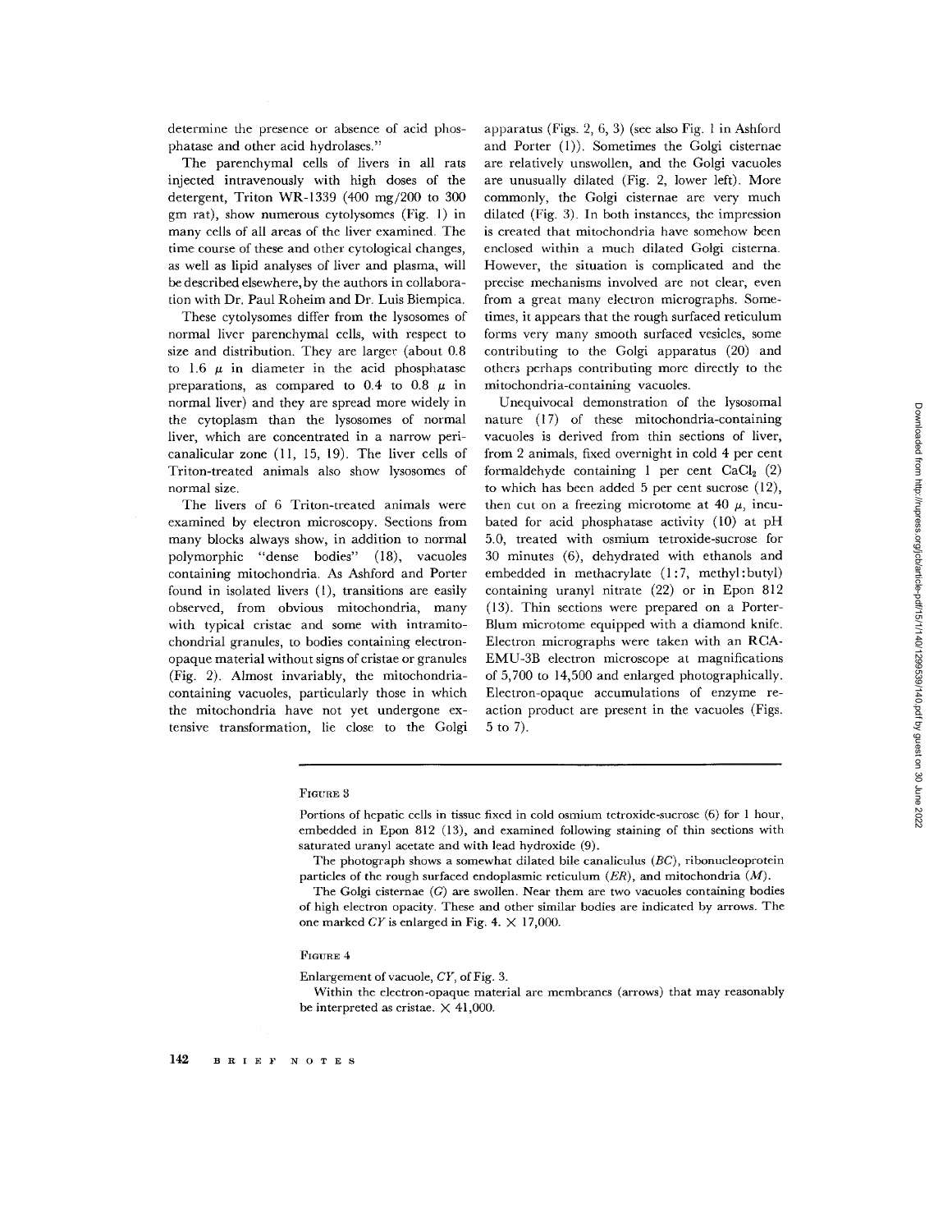determine the presence or absence of acid phosphatase and other acid hydrolases."

The parenchymal cells of livers in all rats injected intravenously with high doses of the detergent, Triton WR-1339 (400 mg/200 to 300 gm rat), show numerous cytolysomes (Fig. 1) in many cells of all areas of the liver examined. The time course of these and other cytological changes, as well as lipid analyses of liver and plasma, will be described elsewhere, by the authors in collaboration with Dr. Paul Roheim and Dr. Luis Biempica.

These cytolysomes differ from the lysosomes of normal liver parenchymal cells, with respect to size and distribution. They are larger (about 0.8 to 1.6 $\mu$ in diameter in the acid phosphatase preparations, as compared to 0.4 to 0.8 $\mu$ in normal liver) and they are spread more widely in the cytoplasm than the lysosomes of normal liver, which are concentrated in a narrow pericanalicular zone (11, 15, 19). The liver cells of Triton-treated animals also show lysosomes of normal size.

The livers of 6 Triton-treated animals were examined by electron microscopy. Sections from many blocks always show, in addition to normal polymorphic "dense bodies" (18), vacuoles containing mitochondria. As Ashford and Porter found in isolated livers (1), transitions are easily observed, from obvious mitochondria, many with typical cristae and some with intramitochondrial granules, to bodies containing electron-opaque material without signs of cristae or granules (Fig. 2). Almost invariably, the mitochondria-containing vacuoles, particularly those in which the mitochondria have not yet undergone extensive transformation, lie close to the Golgi apparatus (Figs. 2, 6, 3) (see also Fig. 1 in Ashford and Porter (1)). Sometimes the Golgi cisternae are relatively unswollen, and the Golgi vacuoles are unusually dilated (Fig. 2, lower left). More commonly, the Golgi cisternae are very much dilated (Fig. 3). In both instances, the impression is created that mitochondria have somehow been enclosed within a much dilated Golgi cisterna. However, the situation is complicated and the precise mechanisms involved are not clear, even from a great many electron micrographs. Sometimes, it appears that the rough surfaced reticulum forms very many smooth surfaced vesicles, some contributing to the Golgi apparatus (20) and others perhaps contributing more directly to the mitochondria-containing vacuoles.

Unequivocal demonstration of the lysosomal nature (17) of these mitochondria-containing vacuoles is derived from thin sections of liver, from 2 animals, fixed overnight in cold 4 per cent formaldehyde containing 1 per cent $CaCl_2$ (2) to which has been added 5 per cent sucrose (12), then cut on a freezing microtome at 40 $\mu$, incubated for acid phosphatase activity (10) at pH 5.0, treated with osmium tetroxide-sucrose for 30 minutes (6), dehydrated with ethanols and embedded in methacrylate (1:7, methyl:butyl) containing uranyl nitrate (22) or in Epon 812 (13). Thin sections were prepared on a Porter-Blum microtome equipped with a diamond knife. Electron micrographs were taken with an RCA-EMU-3B electron microscope at magnifications of 5,700 to 14,500 and enlarged photographically. Electron-opaque accumulations of enzyme reaction product are present in the vacuoles (Figs. 5 to 7).

---

FIGURE 3

Portions of hepatic cells in tissue fixed in cold osmium tetroxide-sucrose (6) for 1 hour, embedded in Epon 812 (13), and examined following staining of thin sections with saturated uranyl acetate and with lead hydroxide (9).

The photograph shows a somewhat dilated bile canaliculus (*BC*), ribonucleoprotein particles of the rough surfaced endoplasmic reticulum (*ER*), and mitochondria (*M*).

The Golgi cisternae (*G*) are swollen. Near them are two vacuoles containing bodies of high electron opacity. These and other similar bodies are indicated by arrows. The one marked *CY* is enlarged in Fig. 4. × 17,000.

FIGURE 4

Enlargement of vacuole, *CY*, of Fig. 3.

Within the electron-opaque material are membranes (arrows) that may reasonably be interpreted as cristae. × 41,000.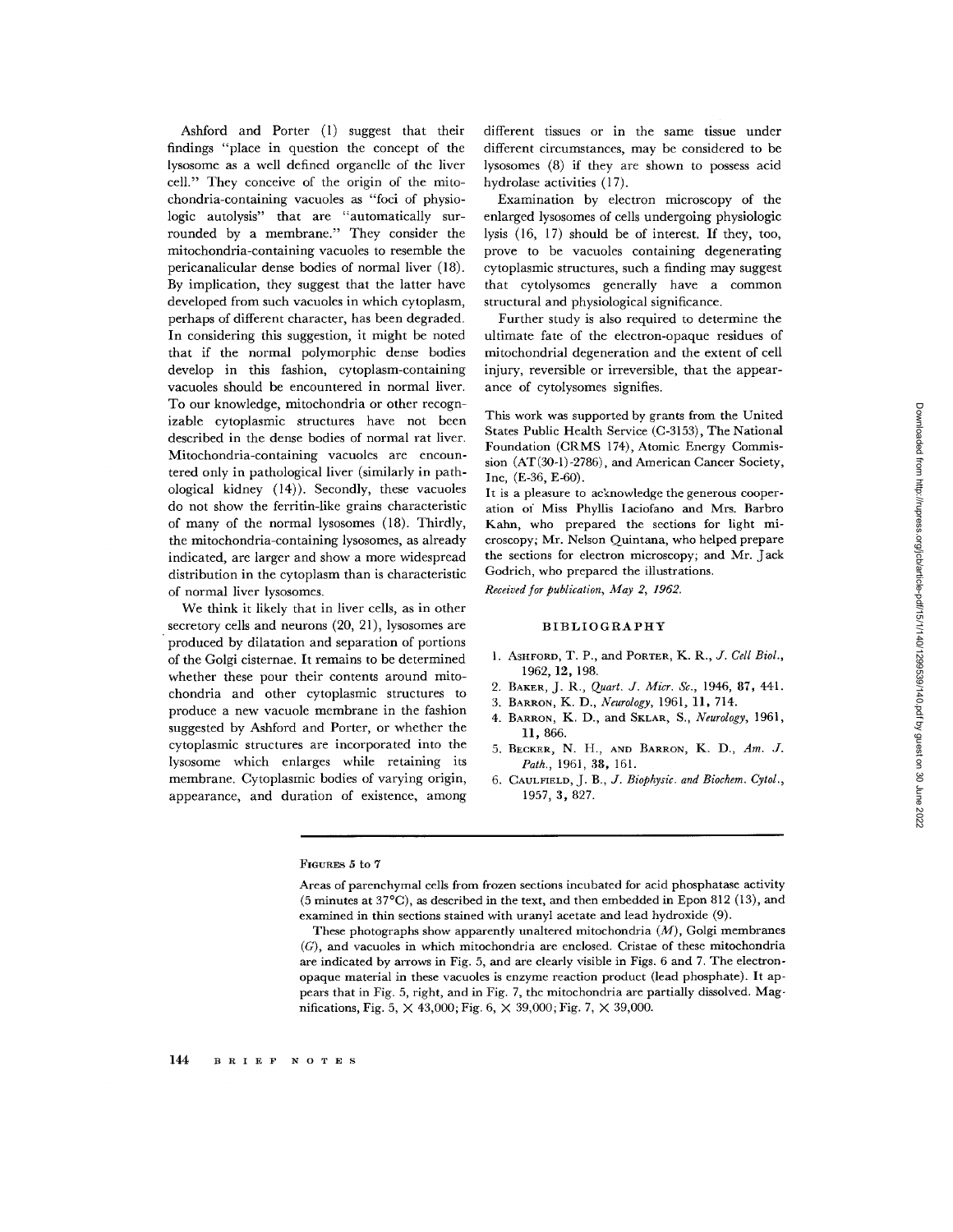Ashford and Porter (1) suggest that their findings "place in question the concept of the lysosome as a well defined organelle of the liver cell." They conceive of the origin of the mitochondria-containing vacuoles as "foci of physiologic autolysis" that are "automatically surrounded by a membrane." They consider the mitochondria-containing vacuoles to resemble the pericanalicular dense bodies of normal liver (18). By implication, they suggest that the latter have developed from such vacuoles in which cytoplasm, perhaps of different character, has been degraded. In considering this suggestion, it might be noted that if the normal polymorphic dense bodies develop in this fashion, cytoplasm-containing vacuoles should be encountered in normal liver. To our knowledge, mitochondria or other recognizable cytoplasmic structures have not been described in the dense bodies of normal rat liver. Mitochondria-containing vacuoles are encountered only in pathological liver (similarly in pathological kidney (14)). Secondly, these vacuoles do not show the ferritin-like grains characteristic of many of the normal lysosomes (18). Thirdly, the mitochondria-containing lysosomes, as already indicated, are larger and show a more widespread distribution in the cytoplasm than is characteristic of normal liver lysosomes.

We think it likely that in liver cells, as in other secretory cells and neurons (20, 21), lysosomes are produced by dilatation and separation of portions of the Golgi cisternae. It remains to be determined whether these pour their contents around mitochondria and other cytoplasmic structures to produce a new vacuole membrane in the fashion suggested by Ashford and Porter, or whether the cytoplasmic structures are incorporated into the lysosome which enlarges while retaining its membrane. Cytoplasmic bodies of varying origin, appearance, and duration of existence, among different tissues or in the same tissue under different circumstances, may be considered to be lysosomes (8) if they are shown to possess acid hydrolase activities (17).

Examination by electron microscopy of the enlarged lysosomes of cells undergoing physiologic lysis (16, 17) should be of interest. If they, too, prove to be vacuoles containing degenerating cytoplasmic structures, such a finding may suggest that cytolysomes generally have a common structural and physiological significance.

Further study is also required to determine the ultimate fate of the electron-opaque residues of mitochondrial degeneration and the extent of cell injury, reversible or irreversible, that the appearance of cytolysomes signifies.

This work was supported by grants from the United States Public Health Service (C-3153), The National Foundation (CRMS 174), Atomic Energy Commission (AT(30-1)-2786), and American Cancer Society, Inc, (E-36, E-60).

It is a pleasure to acknowledge the generous cooperation of Miss Phyllis Iaciofano and Mrs. Barbro Kahn, who prepared the sections for light microscopy; Mr. Nelson Quintana, who helped prepare the sections for electron microscopy; and Mr. Jack Godrich, who prepared the illustrations.

*Received for publication, May 2, 1962.*

## BIBLIOGRAPHY

1. Ashford, T. P., and Porter, K. R., *J. Cell Biol.*, 1962, **12**, 198.
2. Baker, J. R., *Quart. J. Micr. Sc.*, 1946, **87**, 441.
3. Barron, K. D., *Neurology*, 1961, **11**, 714.
4. Barron, K. D., and Sklar, S., *Neurology*, 1961, **11**, 866.
5. Becker, N. H., and Barron, K. D., *Am. J. Path.*, 1961, **38**, 161.
6. Caulfield, J. B., *J. Biophysic. and Biochem. Cytol.*, 1957, **3**, 827.

Figures 5 to 7

Areas of parenchymal cells from frozen sections incubated for acid phosphatase activity (5 minutes at 37°C), as described in the text, and then embedded in Epon 812 (13), and examined in thin sections stained with uranyl acetate and lead hydroxide (9).

These photographs show apparently unaltered mitochondria (*M*), Golgi membranes (*G*), and vacuoles in which mitochondria are enclosed. Cristae of these mitochondria are indicated by arrows in Fig. 5, and are clearly visible in Figs. 6 and 7. The electron-opaque material in these vacuoles is enzyme reaction product (lead phosphate). It appears that in Fig. 5, right, and in Fig. 7, the mitochondria are partially dissolved. Magnifications, Fig. 5, × 43,000; Fig. 6, × 39,000; Fig. 7, × 39,000.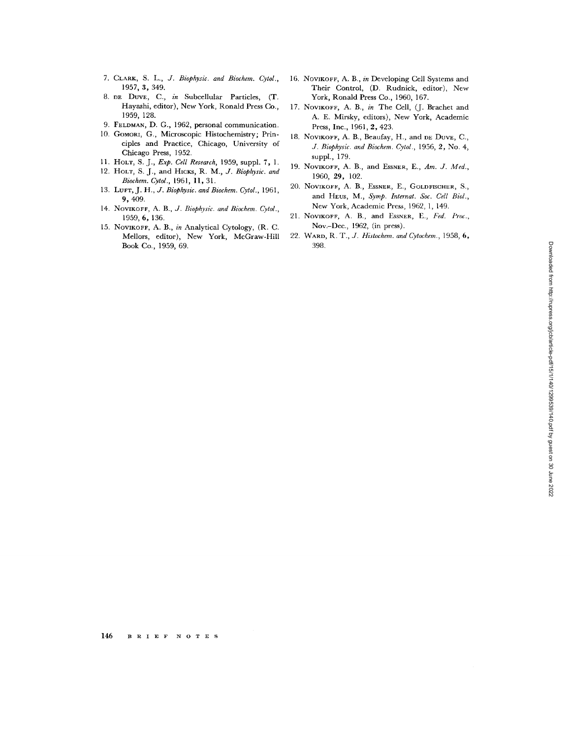7. CLARK, S. L., *J. Biophysic. and Biochem. Cytol.*, 1957, **3**, 349.
8. DE DUVE, C., *in* Subcellular Particles, (T. Hayashi, editor), New York, Ronald Press Co., 1959, 128.
9. FELDMAN, D. G., 1962, personal communication.
10. GOMORI, G., Microscopic Histochemistry; Principles and Practice, Chicago, University of Chicago Press, 1952.
11. HOLT, S. J., *Exp. Cell Research*, 1959, suppl. **7**, 1.
12. HOLT, S. J., and HICKS, R. M., *J. Biophysic. and Biochem. Cytol.*, 1961, **11**, 31.
13. LUFT, J. H., *J. Biophysic. and Biochem. Cytol.*, 1961, **9**, 409.
14. NOVIKOFF, A. B., *J. Biophysic. and Biochem. Cytol.*, 1959, **6**, 136.
15. NOVIKOFF, A. B., *in* Analytical Cytology, (R. C. Mellors, editor), New York, McGraw-Hill Book Co., 1959, 69.
16. NOVIKOFF, A. B., *in* Developing Cell Systems and Their Control, (D. Rudnick, editor), New York, Ronald Press Co., 1960, 167.
17. NOVIKOFF, A. B., *in* The Cell, (J. Brachet and A. E. Mirsky, editors), New York, Academic Press, Inc., 1961, **2**, 423.
18. NOVIKOFF, A. B., Beaufay, H., and DE DUVE, C., *J. Biophysic. and Biochem. Cytol.*, 1956, **2**, No. 4, suppl., 179.
19. NOVIKOFF, A. B., and ESSNER, E., *Am. J. Med.*, 1960, **29**, 102.
20. NOVIKOFF, A. B., ESSNER, E., GOLDFISCHER, S., and HEUS, M., *Symp. Internat. Soc. Cell Biol.*, New York, Academic Press, 1962, 1, 149.
21. NOVIKOFF, A. B., and ESSNER, E., *Fed. Proc.*, Nov.–Dec., 1962, (in press).
22. WARD, R. T., *J. Histochem. and Cytochem.*, 1958, **6**, 398.